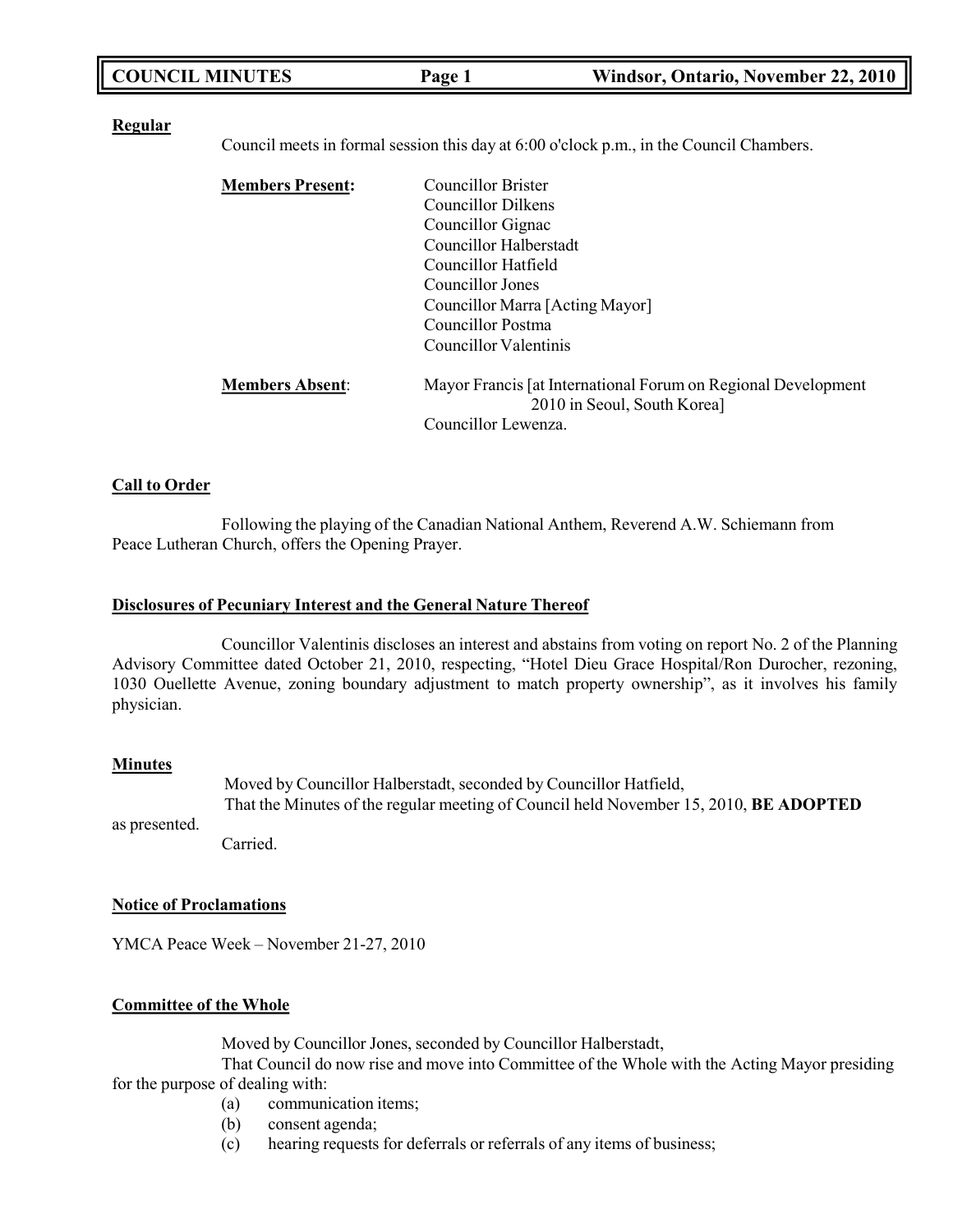**Regular**

Council meets in formal session this day at 6:00 o'clock p.m., in the Council Chambers.

**Members Present:**
- Councillor Brister
- Councillor Dilkens
- Councillor Gignac
- Councillor Halberstadt
- Councillor Hatfield
- Councillor Jones
- Councillor Marra [Acting Mayor]
- Councillor Postma
- Councillor Valentinis

**Members Absent:**
- Mayor Francis [at International Forum on Regional Development 2010 in Seoul, South Korea]
- Councillor Lewenza.

**Call to Order**

Following the playing of the Canadian National Anthem, Reverend A.W. Schiemann from Peace Lutheran Church, offers the Opening Prayer.

**Disclosures of Pecuniary Interest and the General Nature Thereof**

Councillor Valentinis discloses an interest and abstains from voting on report No. 2 of the Planning Advisory Committee dated October 21, 2010, respecting, "Hotel Dieu Grace Hospital/Ron Durocher, rezoning, 1030 Ouellette Avenue, zoning boundary adjustment to match property ownership", as it involves his family physician.

**Minutes**

Moved by Councillor Halberstadt, seconded by Councillor Hatfield,
That the Minutes of the regular meeting of Council held November 15, 2010, **BE ADOPTED** as presented.
Carried.

**Notice of Proclamations**

YMCA Peace Week – November 21-27, 2010

**Committee of the Whole**

Moved by Councillor Jones, seconded by Councillor Halberstadt,
That Council do now rise and move into Committee of the Whole with the Acting Mayor presiding for the purpose of dealing with:

(a) communication items;
(b) consent agenda;
(c) hearing requests for deferrals or referrals of any items of business;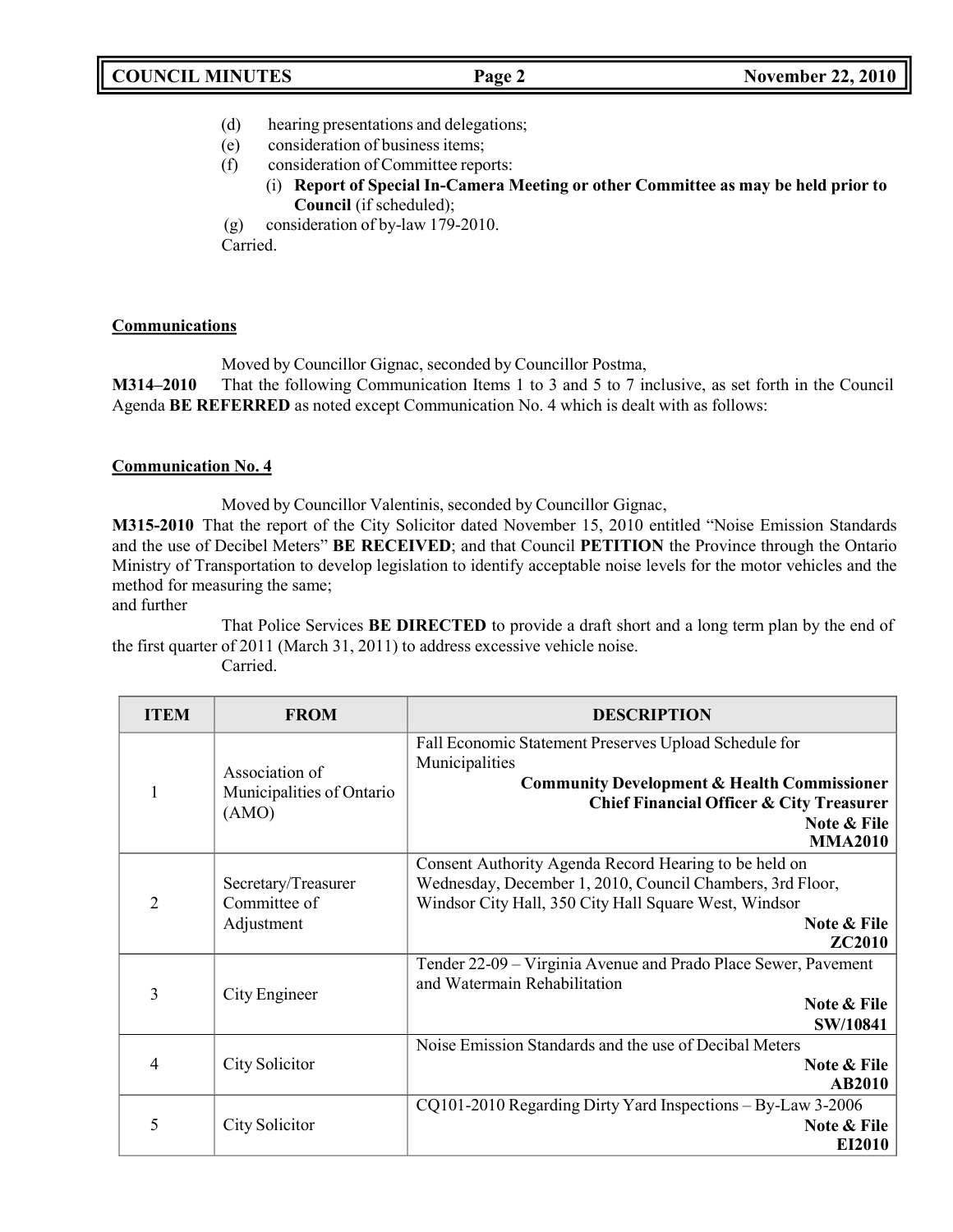(d) hearing presentations and delegations;
(e) consideration of business items;
(f) consideration of Committee reports:
   (i) **Report of Special In-Camera Meeting or other Committee as may be held prior to Council** (if scheduled);
(g) consideration of by-law 179-2010.

Carried.

**Communications**

Moved by Councillor Gignac, seconded by Councillor Postma,

**M314–2010** That the following Communication Items 1 to 3 and 5 to 7 inclusive, as set forth in the Council Agenda **BE REFERRED** as noted except Communication No. 4 which is dealt with as follows:

**Communication No. 4**

Moved by Councillor Valentinis, seconded by Councillor Gignac,

**M315-2010** That the report of the City Solicitor dated November 15, 2010 entitled "Noise Emission Standards and the use of Decibel Meters" **BE RECEIVED**; and that Council **PETITION** the Province through the Ontario Ministry of Transportation to develop legislation to identify acceptable noise levels for the motor vehicles and the method for measuring the same;

and further

That Police Services **BE DIRECTED** to provide a draft short and a long term plan by the end of the first quarter of 2011 (March 31, 2011) to address excessive vehicle noise.

Carried.

| ITEM | FROM | DESCRIPTION |
|---|---|---|
| 1 | Association of Municipalities of Ontario (AMO) | Fall Economic Statement Preserves Upload Schedule for Municipalities **Community Development & Health Commissioner** **Chief Financial Officer & City Treasurer** **Note & File** **MMA2010** |
| 2 | Secretary/Treasurer Committee of Adjustment | Consent Authority Agenda Record Hearing to be held on Wednesday, December 1, 2010, Council Chambers, 3rd Floor, Windsor City Hall, 350 City Hall Square West, Windsor **Note & File** **ZC2010** |
| 3 | City Engineer | Tender 22-09 – Virginia Avenue and Prado Place Sewer, Pavement and Watermain Rehabilitation **Note & File** **SW/10841** |
| 4 | City Solicitor | Noise Emission Standards and the use of Decibal Meters **Note & File** **AB2010** |
| 5 | City Solicitor | CQ101-2010 Regarding Dirty Yard Inspections – By-Law 3-2006 **Note & File** **EI2010** |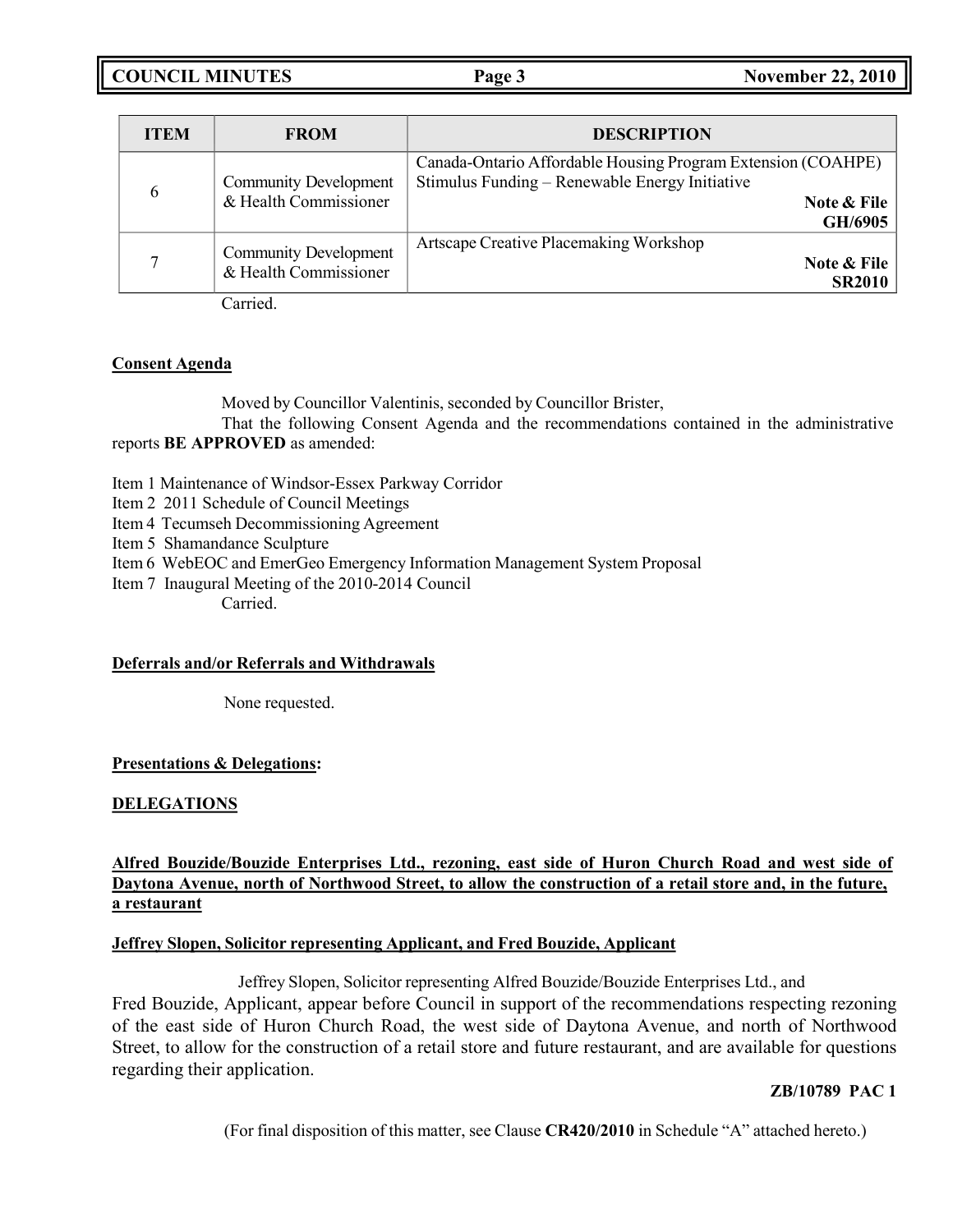| ITEM | FROM | DESCRIPTION |
| --- | --- | --- |
| 6 | Community Development & Health Commissioner | Canada-Ontario Affordable Housing Program Extension (COAHPE) Stimulus Funding – Renewable Energy Initiative **Note & File GH/6905** |
| 7 | Community Development & Health Commissioner | Artscape Creative Placemaking Workshop **Note & File SR2010** |

Carried.

**Consent Agenda**

Moved by Councillor Valentinis, seconded by Councillor Brister,

That the following Consent Agenda and the recommendations contained in the administrative reports **BE APPROVED** as amended:

Item 1 Maintenance of Windsor-Essex Parkway Corridor
Item 2 2011 Schedule of Council Meetings
Item 4 Tecumseh Decommissioning Agreement
Item 5 Shamandance Sculpture
Item 6 WebEOC and EmerGeo Emergency Information Management System Proposal
Item 7 Inaugural Meeting of the 2010-2014 Council

Carried.

**Deferrals and/or Referrals and Withdrawals**

None requested.

**Presentations & Delegations:**

**DELEGATIONS**

**Alfred Bouzide/Bouzide Enterprises Ltd., rezoning, east side of Huron Church Road and west side of Daytona Avenue, north of Northwood Street, to allow the construction of a retail store and, in the future, a restaurant**

**Jeffrey Slopen, Solicitor representing Applicant, and Fred Bouzide, Applicant**

Jeffrey Slopen, Solicitor representing Alfred Bouzide/Bouzide Enterprises Ltd., and Fred Bouzide, Applicant, appear before Council in support of the recommendations respecting rezoning of the east side of Huron Church Road, the west side of Daytona Avenue, and north of Northwood Street, to allow for the construction of a retail store and future restaurant, and are available for questions regarding their application.

**ZB/10789 PAC 1**

(For final disposition of this matter, see Clause **CR420/2010** in Schedule "A" attached hereto.)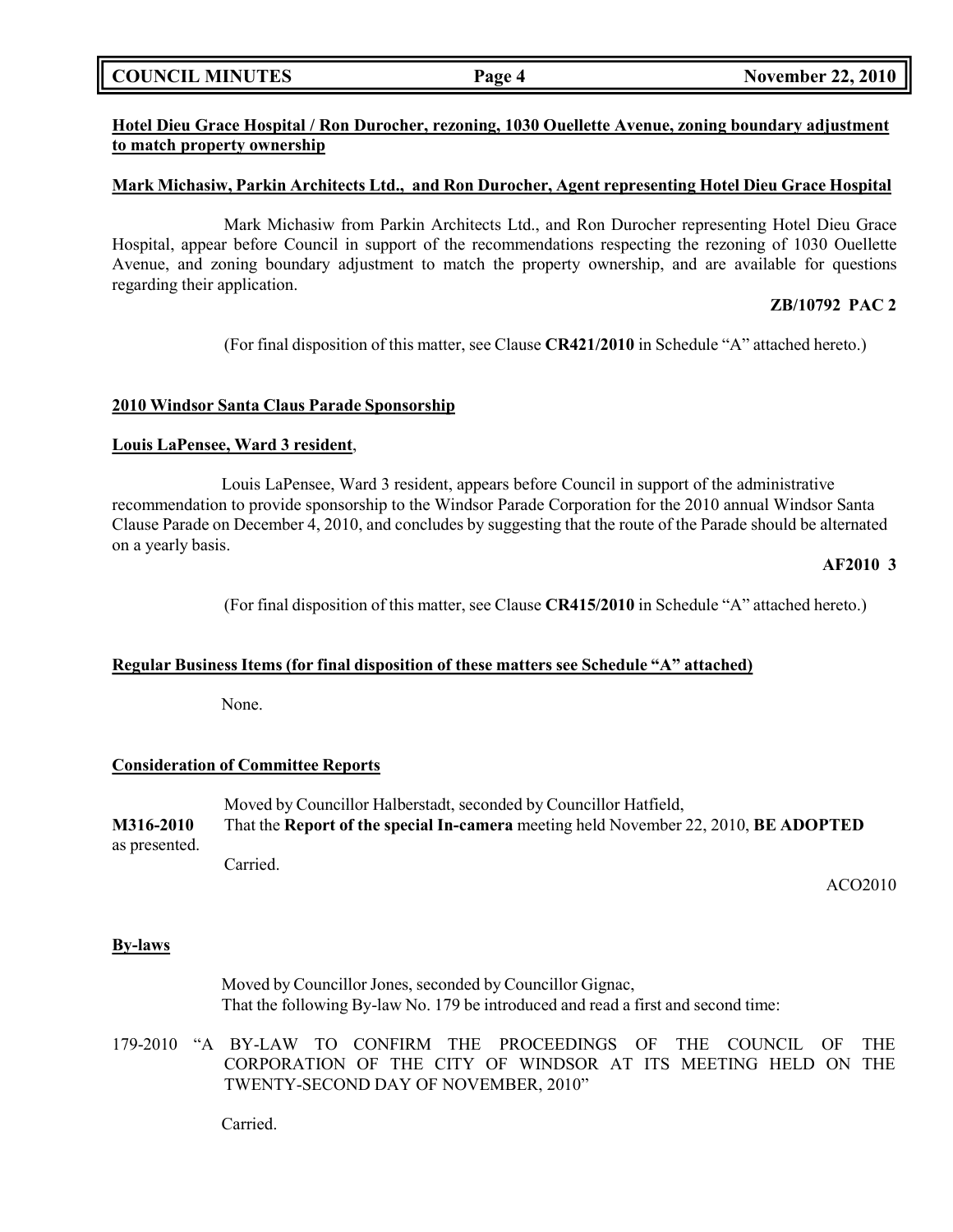**Hotel Dieu Grace Hospital / Ron Durocher, rezoning, 1030 Ouellette Avenue, zoning boundary adjustment to match property ownership**

**Mark Michasiw, Parkin Architects Ltd., and Ron Durocher, Agent representing Hotel Dieu Grace Hospital**

Mark Michasiw from Parkin Architects Ltd., and Ron Durocher representing Hotel Dieu Grace Hospital, appear before Council in support of the recommendations respecting the rezoning of 1030 Ouellette Avenue, and zoning boundary adjustment to match the property ownership, and are available for questions regarding their application.

**ZB/10792 PAC 2**

(For final disposition of this matter, see Clause **CR421/2010** in Schedule "A" attached hereto.)

**2010 Windsor Santa Claus Parade Sponsorship**

**Louis LaPensee, Ward 3 resident**,

Louis LaPensee, Ward 3 resident, appears before Council in support of the administrative recommendation to provide sponsorship to the Windsor Parade Corporation for the 2010 annual Windsor Santa Clause Parade on December 4, 2010, and concludes by suggesting that the route of the Parade should be alternated on a yearly basis.

**AF2010 3**

(For final disposition of this matter, see Clause **CR415/2010** in Schedule "A" attached hereto.)

**Regular Business Items (for final disposition of these matters see Schedule "A" attached)**

None.

**Consideration of Committee Reports**

Moved by Councillor Halberstadt, seconded by Councillor Hatfield,

**M316-2010** That the **Report of the special In-camera** meeting held November 22, 2010, **BE ADOPTED** as presented.

Carried.

ACO2010

**By-laws**

Moved by Councillor Jones, seconded by Councillor Gignac,
That the following By-law No. 179 be introduced and read a first and second time:

179-2010 "A BY-LAW TO CONFIRM THE PROCEEDINGS OF THE COUNCIL OF THE CORPORATION OF THE CITY OF WINDSOR AT ITS MEETING HELD ON THE TWENTY-SECOND DAY OF NOVEMBER, 2010"

Carried.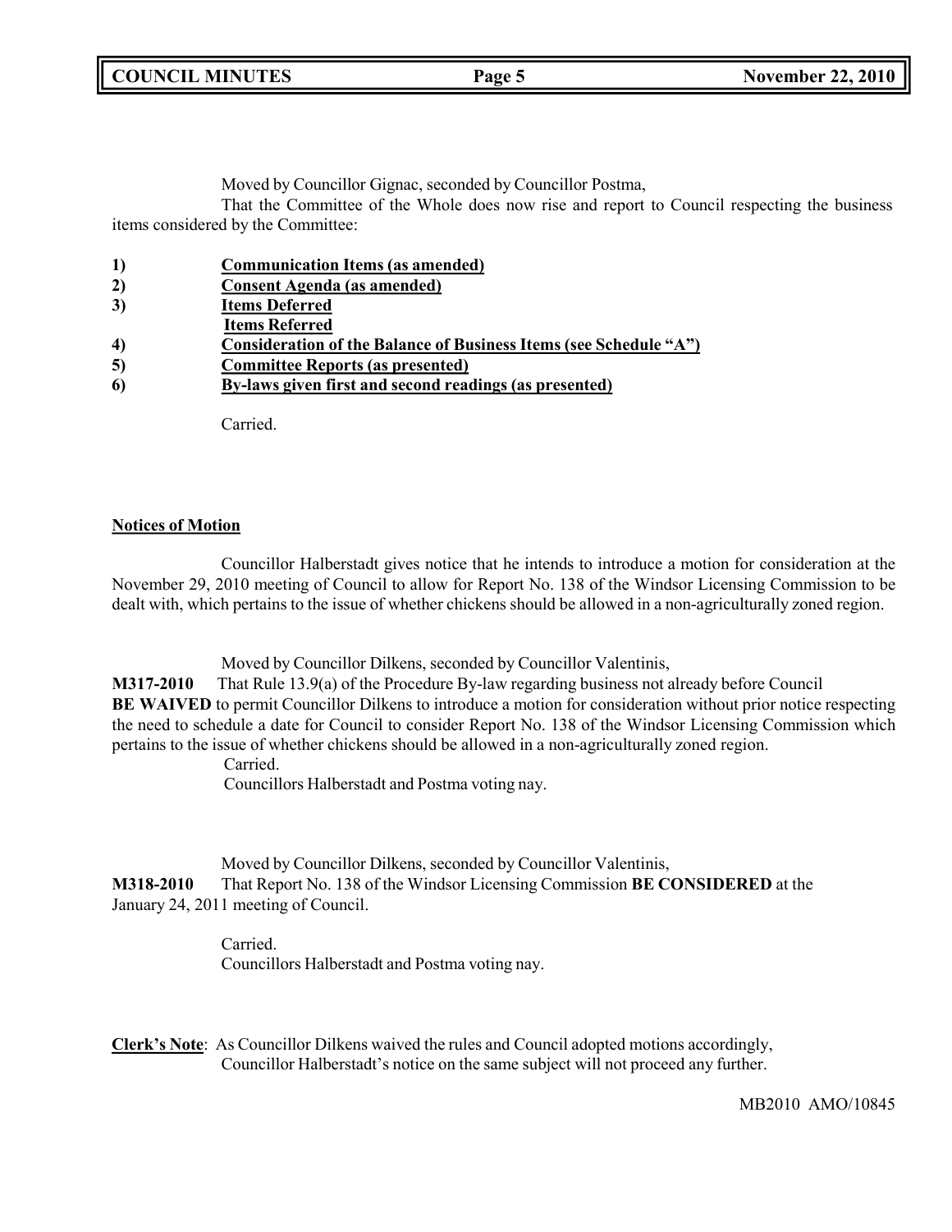Moved by Councillor Gignac, seconded by Councillor Postma,

That the Committee of the Whole does now rise and report to Council respecting the business items considered by the Committee:

1) **<u>Communication Items (as amended)</u>**
2) **<u>Consent Agenda (as amended)</u>**
3) **<u>Items Deferred</u>**
   **<u>Items Referred</u>**
4) **<u>Consideration of the Balance of Business Items (see Schedule "A")</u>**
5) **<u>Committee Reports (as presented)</u>**
6) **<u>By-laws given first and second readings (as presented)</u>**

Carried.

**<u>Notices of Motion</u>**

Councillor Halberstadt gives notice that he intends to introduce a motion for consideration at the November 29, 2010 meeting of Council to allow for Report No. 138 of the Windsor Licensing Commission to be dealt with, which pertains to the issue of whether chickens should be allowed in a non-agriculturally zoned region.

Moved by Councillor Dilkens, seconded by Councillor Valentinis,

**M317-2010** That Rule 13.9(a) of the Procedure By-law regarding business not already before Council **BE WAIVED** to permit Councillor Dilkens to introduce a motion for consideration without prior notice respecting the need to schedule a date for Council to consider Report No. 138 of the Windsor Licensing Commission which pertains to the issue of whether chickens should be allowed in a non-agriculturally zoned region.

Carried.

Councillors Halberstadt and Postma voting nay.

Moved by Councillor Dilkens, seconded by Councillor Valentinis,

**M318-2010** That Report No. 138 of the Windsor Licensing Commission **BE CONSIDERED** at the January 24, 2011 meeting of Council.

Carried.

Councillors Halberstadt and Postma voting nay.

**<u>Clerk's Note</u>**: As Councillor Dilkens waived the rules and Council adopted motions accordingly, Councillor Halberstadt's notice on the same subject will not proceed any further.

MB2010 AMO/10845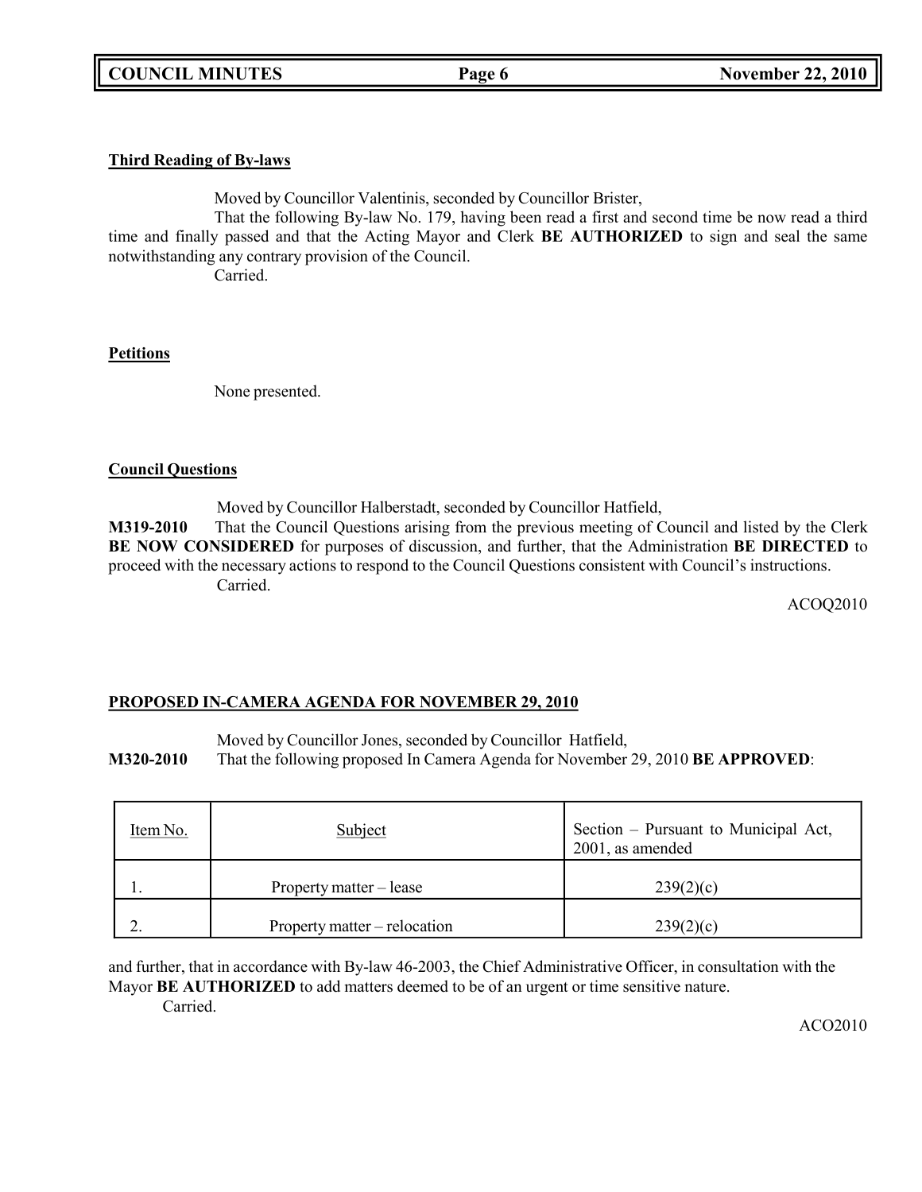**Third Reading of By-laws**

Moved by Councillor Valentinis, seconded by Councillor Brister,

That the following By-law No. 179, having been read a first and second time be now read a third time and finally passed and that the Acting Mayor and Clerk **BE AUTHORIZED** to sign and seal the same notwithstanding any contrary provision of the Council.

Carried.

**Petitions**

None presented.

**Council Questions**

Moved by Councillor Halberstadt, seconded by Councillor Hatfield,

**M319-2010** That the Council Questions arising from the previous meeting of Council and listed by the Clerk **BE NOW CONSIDERED** for purposes of discussion, and further, that the Administration **BE DIRECTED** to proceed with the necessary actions to respond to the Council Questions consistent with Council's instructions.

Carried.

ACOQ2010

**PROPOSED IN-CAMERA AGENDA FOR NOVEMBER 29, 2010**

Moved by Councillor Jones, seconded by Councillor Hatfield,

**M320-2010** That the following proposed In Camera Agenda for November 29, 2010 **BE APPROVED**:

| Item No. | Subject | Section – Pursuant to Municipal Act, 2001, as amended |
|---|---|---|
| 1. | Property matter – lease | 239(2)(c) |
| 2. | Property matter – relocation | 239(2)(c) |

and further, that in accordance with By-law 46-2003, the Chief Administrative Officer, in consultation with the Mayor **BE AUTHORIZED** to add matters deemed to be of an urgent or time sensitive nature.

Carried.

ACO2010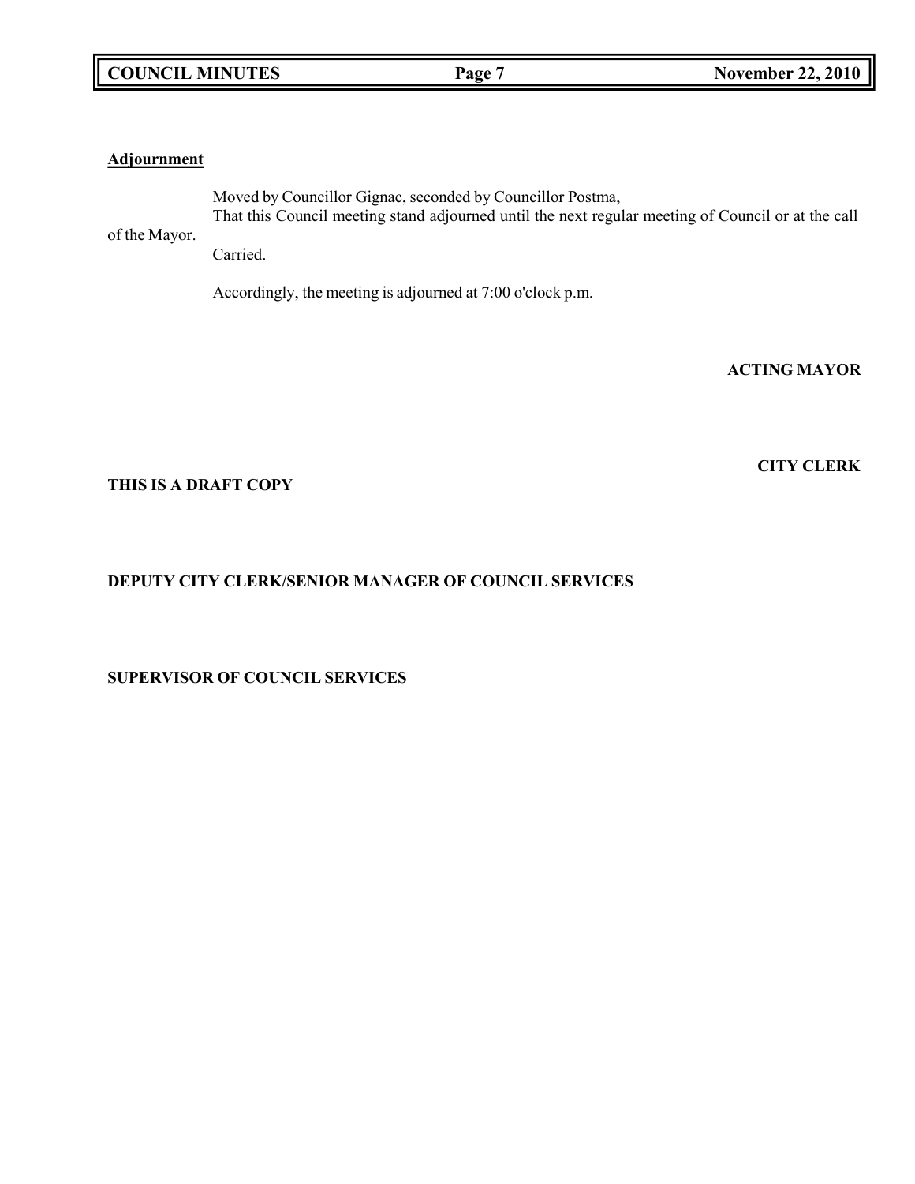**Adjournment**

Moved by Councillor Gignac, seconded by Councillor Postma,
That this Council meeting stand adjourned until the next regular meeting of Council or at the call of the Mayor.
Carried.

Accordingly, the meeting is adjourned at 7:00 o'clock p.m.

**ACTING MAYOR**

**CITY CLERK**

**THIS IS A DRAFT COPY**

**DEPUTY CITY CLERK/SENIOR MANAGER OF COUNCIL SERVICES**

**SUPERVISOR OF COUNCIL SERVICES**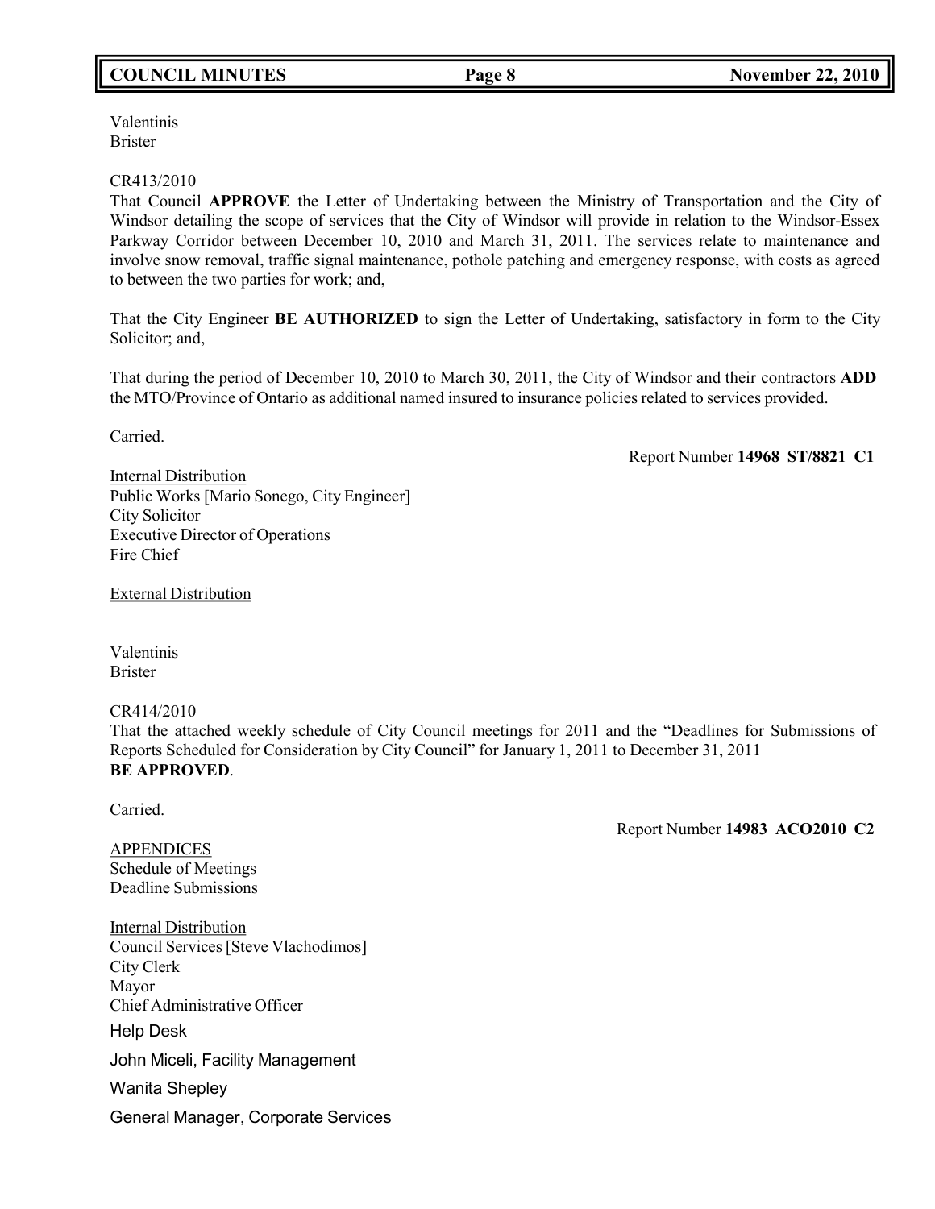Valentinis
Brister

CR413/2010
That Council **APPROVE** the Letter of Undertaking between the Ministry of Transportation and the City of Windsor detailing the scope of services that the City of Windsor will provide in relation to the Windsor-Essex Parkway Corridor between December 10, 2010 and March 31, 2011. The services relate to maintenance and involve snow removal, traffic signal maintenance, pothole patching and emergency response, with costs as agreed to between the two parties for work; and,

That the City Engineer **BE AUTHORIZED** to sign the Letter of Undertaking, satisfactory in form to the City Solicitor; and,

That during the period of December 10, 2010 to March 30, 2011, the City of Windsor and their contractors **ADD** the MTO/Province of Ontario as additional named insured to insurance policies related to services provided.

Carried.

Report Number **14968 ST/8821 C1**

Internal Distribution
Public Works [Mario Sonego, City Engineer]
City Solicitor
Executive Director of Operations
Fire Chief

External Distribution

Valentinis
Brister

CR414/2010
That the attached weekly schedule of City Council meetings for 2011 and the "Deadlines for Submissions of Reports Scheduled for Consideration by City Council" for January 1, 2011 to December 31, 2011 **BE APPROVED**.

Carried.

Report Number **14983 ACO2010 C2**

APPENDICES
Schedule of Meetings
Deadline Submissions

Internal Distribution
Council Services [Steve Vlachodimos]
City Clerk
Mayor
Chief Administrative Officer
Help Desk
John Miceli, Facility Management
Wanita Shepley
General Manager, Corporate Services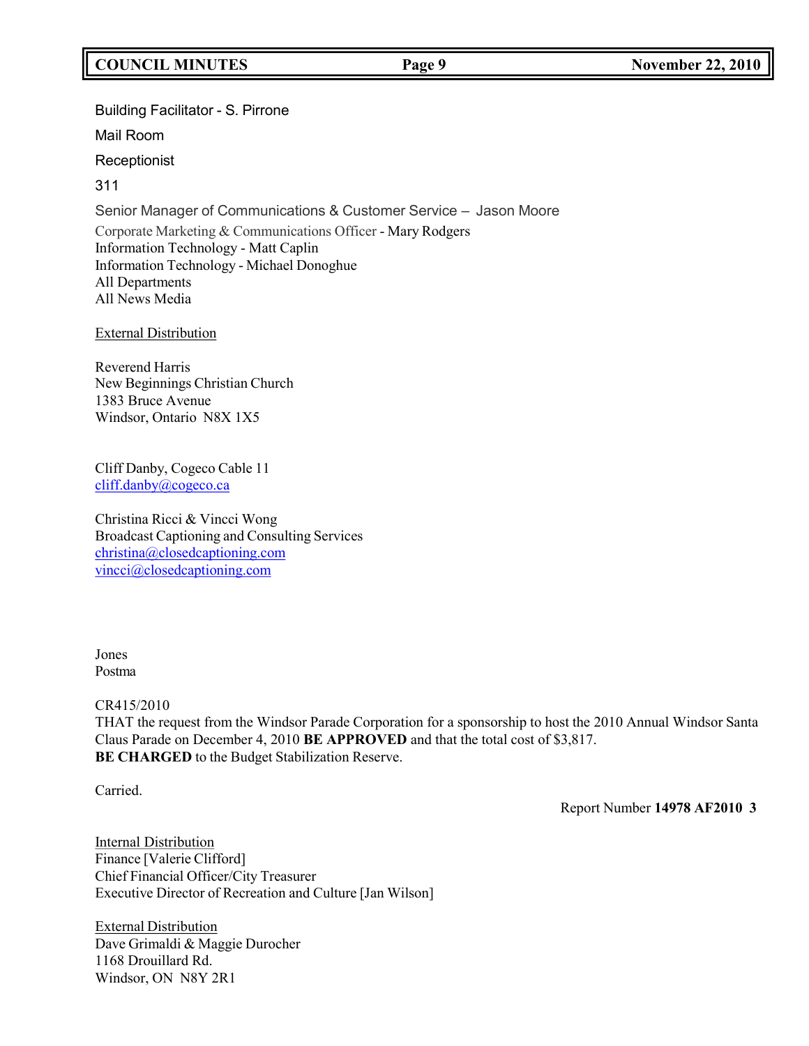Building Facilitator - S. Pirrone

Mail Room

Receptionist

311

Senior Manager of Communications & Customer Service – Jason Moore

Corporate Marketing & Communications Officer - Mary Rodgers
Information Technology - Matt Caplin
Information Technology - Michael Donoghue
All Departments
All News Media

External Distribution

Reverend Harris
New Beginnings Christian Church
1383 Bruce Avenue
Windsor, Ontario N8X 1X5

Cliff Danby, Cogeco Cable 11
cliff.danby@cogeco.ca

Christina Ricci & Vincci Wong
Broadcast Captioning and Consulting Services
christina@closedcaptioning.com
vincci@closedcaptioning.com

Jones
Postma

CR415/2010
THAT the request from the Windsor Parade Corporation for a sponsorship to host the 2010 Annual Windsor Santa Claus Parade on December 4, 2010 **BE APPROVED** and that the total cost of $3,817.
**BE CHARGED** to the Budget Stabilization Reserve.

Carried.

Report Number **14978 AF2010 3**

Internal Distribution
Finance [Valerie Clifford]
Chief Financial Officer/City Treasurer
Executive Director of Recreation and Culture [Jan Wilson]

External Distribution
Dave Grimaldi & Maggie Durocher
1168 Drouillard Rd.
Windsor, ON N8Y 2R1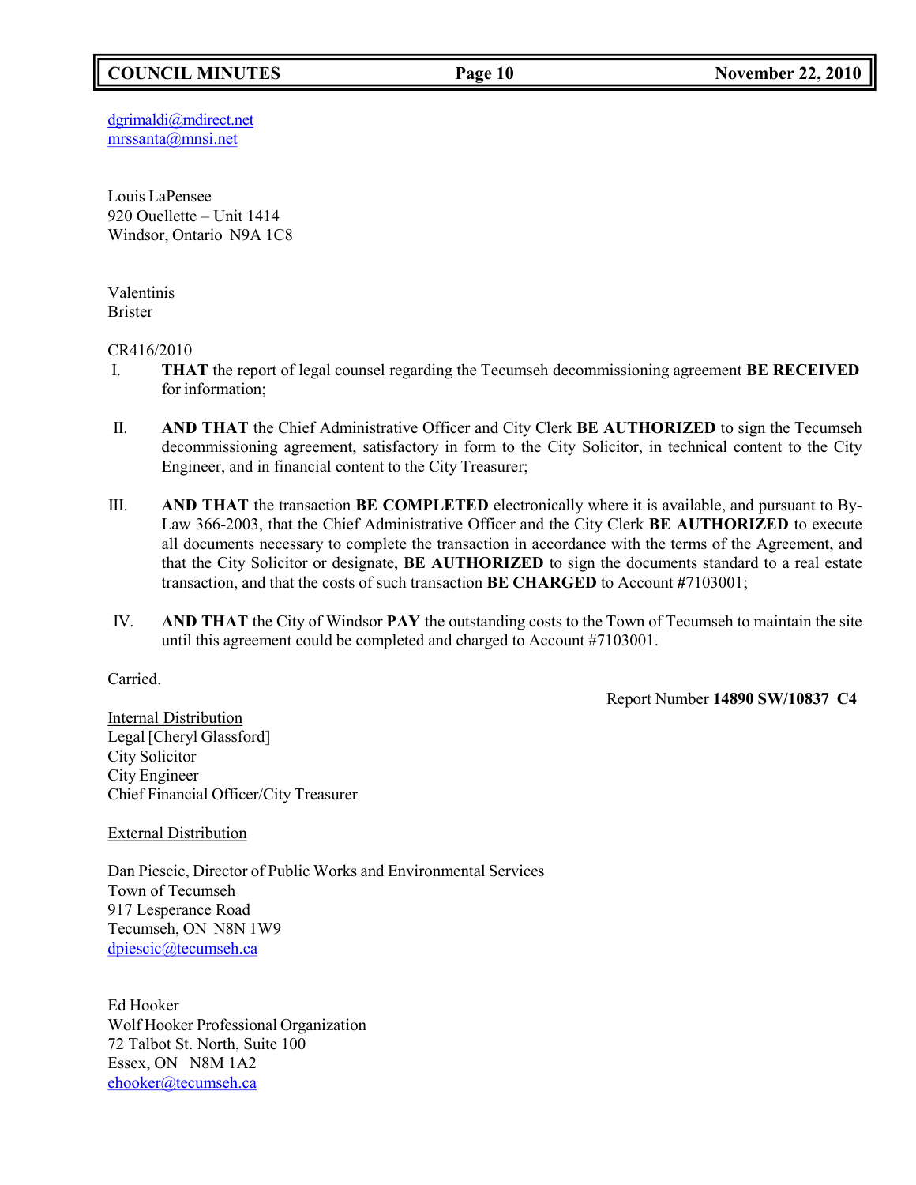dgrimaldi@mdirect.net
mrssanta@mnsi.net

Louis LaPensee
920 Ouellette – Unit 1414
Windsor, Ontario N9A 1C8

Valentinis
Brister

CR416/2010

I. **THAT** the report of legal counsel regarding the Tecumseh decommissioning agreement **BE RECEIVED** for information;

II. **AND THAT** the Chief Administrative Officer and City Clerk **BE AUTHORIZED** to sign the Tecumseh decommissioning agreement, satisfactory in form to the City Solicitor, in technical content to the City Engineer, and in financial content to the City Treasurer;

III. **AND THAT** the transaction **BE COMPLETED** electronically where it is available, and pursuant to By-Law 366-2003, that the Chief Administrative Officer and the City Clerk **BE AUTHORIZED** to execute all documents necessary to complete the transaction in accordance with the terms of the Agreement, and that the City Solicitor or designate, **BE AUTHORIZED** to sign the documents standard to a real estate transaction, and that the costs of such transaction **BE CHARGED** to Account #7103001;

IV. **AND THAT** the City of Windsor **PAY** the outstanding costs to the Town of Tecumseh to maintain the site until this agreement could be completed and charged to Account #7103001.

Carried.

Report Number **14890 SW/10837 C4**

Internal Distribution
Legal [Cheryl Glassford]
City Solicitor
City Engineer
Chief Financial Officer/City Treasurer

External Distribution

Dan Piescic, Director of Public Works and Environmental Services
Town of Tecumseh
917 Lesperance Road
Tecumseh, ON N8N 1W9
dpiescic@tecumseh.ca

Ed Hooker
Wolf Hooker Professional Organization
72 Talbot St. North, Suite 100
Essex, ON N8M 1A2
ehooker@tecumseh.ca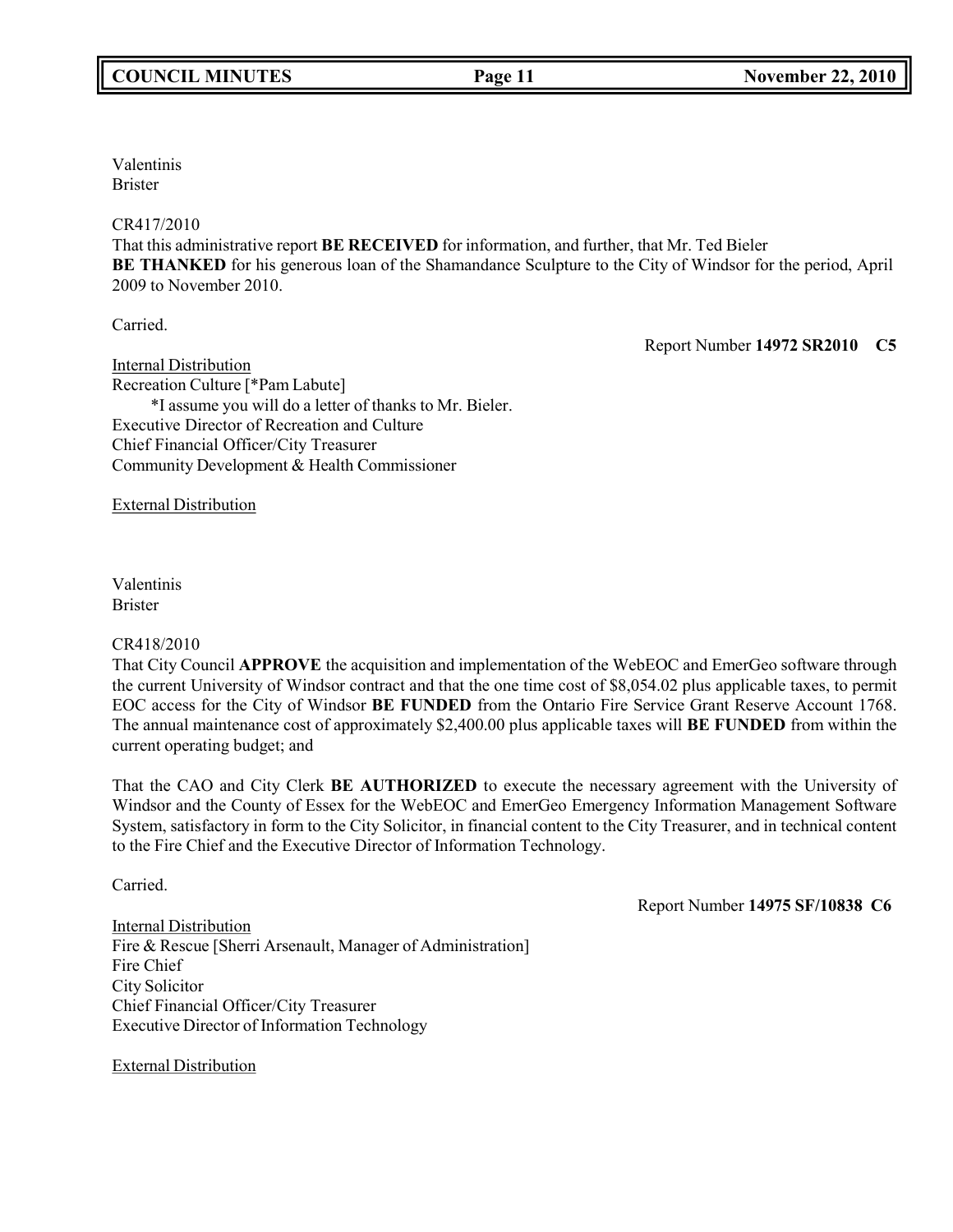Valentinis
Brister

CR417/2010
That this administrative report **BE RECEIVED** for information, and further, that Mr. Ted Bieler **BE THANKED** for his generous loan of the Shamandance Sculpture to the City of Windsor for the period, April 2009 to November 2010.

Carried.

Report Number **14972 SR2010 C5**

Internal Distribution
Recreation Culture [*Pam Labute]
*I assume you will do a letter of thanks to Mr. Bieler.
Executive Director of Recreation and Culture
Chief Financial Officer/City Treasurer
Community Development & Health Commissioner

External Distribution

Valentinis
Brister

CR418/2010
That City Council **APPROVE** the acquisition and implementation of the WebEOC and EmerGeo software through the current University of Windsor contract and that the one time cost of $8,054.02 plus applicable taxes, to permit EOC access for the City of Windsor **BE FUNDED** from the Ontario Fire Service Grant Reserve Account 1768. The annual maintenance cost of approximately $2,400.00 plus applicable taxes will **BE FUNDED** from within the current operating budget; and

That the CAO and City Clerk **BE AUTHORIZED** to execute the necessary agreement with the University of Windsor and the County of Essex for the WebEOC and EmerGeo Emergency Information Management Software System, satisfactory in form to the City Solicitor, in financial content to the City Treasurer, and in technical content to the Fire Chief and the Executive Director of Information Technology.

Carried.

Report Number **14975 SF/10838 C6**

Internal Distribution
Fire & Rescue [Sherri Arsenault, Manager of Administration]
Fire Chief
City Solicitor
Chief Financial Officer/City Treasurer
Executive Director of Information Technology

External Distribution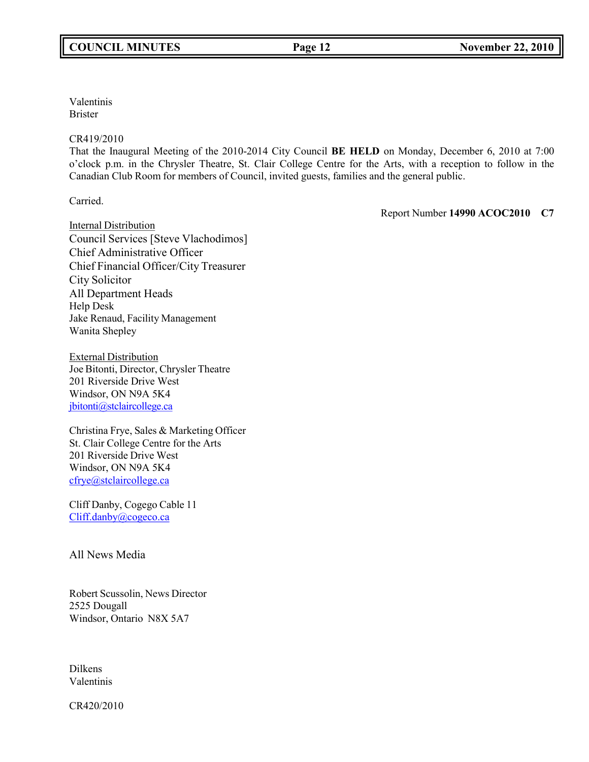Valentinis
Brister

CR419/2010
That the Inaugural Meeting of the 2010-2014 City Council **BE HELD** on Monday, December 6, 2010 at 7:00 o'clock p.m. in the Chrysler Theatre, St. Clair College Centre for the Arts, with a reception to follow in the Canadian Club Room for members of Council, invited guests, families and the general public.

Carried.

Report Number **14990 ACOC2010 C7**

Internal Distribution
Council Services [Steve Vlachodimos]
Chief Administrative Officer
Chief Financial Officer/City Treasurer
City Solicitor
All Department Heads
Help Desk
Jake Renaud, Facility Management
Wanita Shepley

External Distribution
Joe Bitonti, Director, Chrysler Theatre
201 Riverside Drive West
Windsor, ON N9A 5K4
jbitonti@stclaircollege.ca

Christina Frye, Sales & Marketing Officer
St. Clair College Centre for the Arts
201 Riverside Drive West
Windsor, ON N9A 5K4
cfrye@stclaircollege.ca

Cliff Danby, Cogego Cable 11
Cliff.danby@cogeco.ca

All News Media

Robert Scussolin, News Director
2525 Dougall
Windsor, Ontario N8X 5A7

Dilkens
Valentinis

CR420/2010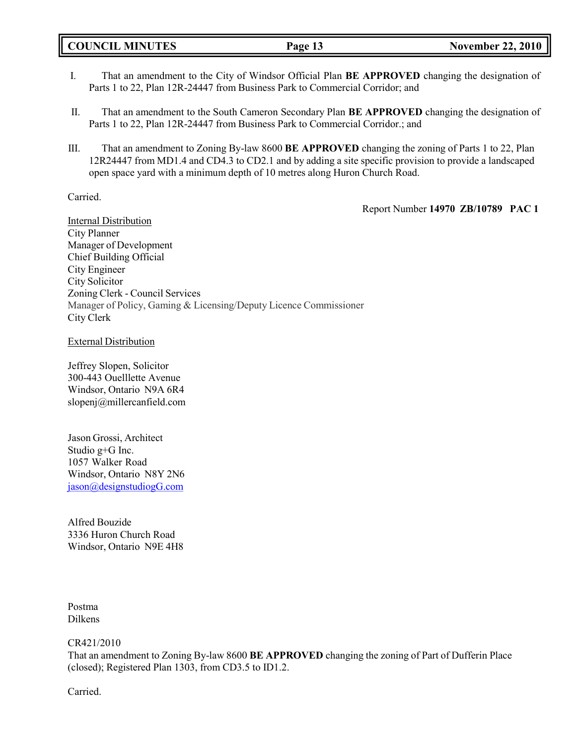I. That an amendment to the City of Windsor Official Plan **BE APPROVED** changing the designation of Parts 1 to 22, Plan 12R-24447 from Business Park to Commercial Corridor; and

II. That an amendment to the South Cameron Secondary Plan **BE APPROVED** changing the designation of Parts 1 to 22, Plan 12R-24447 from Business Park to Commercial Corridor.; and

III. That an amendment to Zoning By-law 8600 **BE APPROVED** changing the zoning of Parts 1 to 22, Plan 12R24447 from MD1.4 and CD4.3 to CD2.1 and by adding a site specific provision to provide a landscaped open space yard with a minimum depth of 10 metres along Huron Church Road.

Carried.

Report Number **14970 ZB/10789 PAC 1**

Internal Distribution
City Planner
Manager of Development
Chief Building Official
City Engineer
City Solicitor
Zoning Clerk - Council Services
Manager of Policy, Gaming & Licensing/Deputy Licence Commissioner
City Clerk

External Distribution

Jeffrey Slopen, Solicitor
300-443 Ouelllette Avenue
Windsor, Ontario N9A 6R4
slopenj@millercanfield.com

Jason Grossi, Architect
Studio g+G Inc.
1057 Walker Road
Windsor, Ontario N8Y 2N6
jason@designstudiogG.com

Alfred Bouzide
3336 Huron Church Road
Windsor, Ontario N9E 4H8

Postma
Dilkens

CR421/2010
That an amendment to Zoning By-law 8600 **BE APPROVED** changing the zoning of Part of Dufferin Place (closed); Registered Plan 1303, from CD3.5 to ID1.2.

Carried.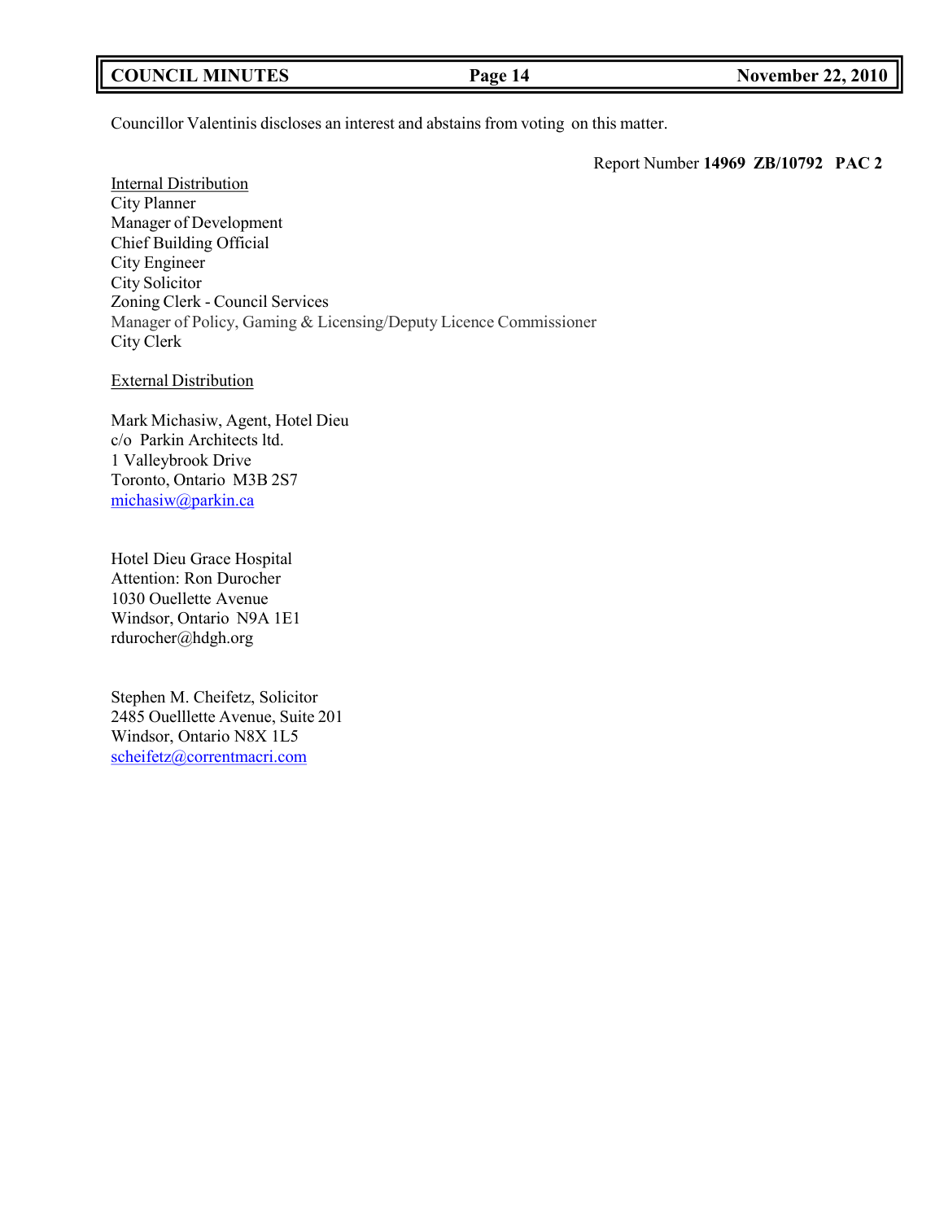Councillor Valentinis discloses an interest and abstains from voting on this matter.

Report Number **14969 ZB/10792 PAC 2**

Internal Distribution
City Planner
Manager of Development
Chief Building Official
City Engineer
City Solicitor
Zoning Clerk - Council Services
Manager of Policy, Gaming & Licensing/Deputy Licence Commissioner
City Clerk

External Distribution

Mark Michasiw, Agent, Hotel Dieu
c/o Parkin Architects ltd.
1 Valleybrook Drive
Toronto, Ontario M3B 2S7
michasiw@parkin.ca

Hotel Dieu Grace Hospital
Attention: Ron Durocher
1030 Ouellette Avenue
Windsor, Ontario N9A 1E1
rdurocher@hdgh.org

Stephen M. Cheifetz, Solicitor
2485 Ouelllette Avenue, Suite 201
Windsor, Ontario N8X 1L5
scheifetz@correntmacri.com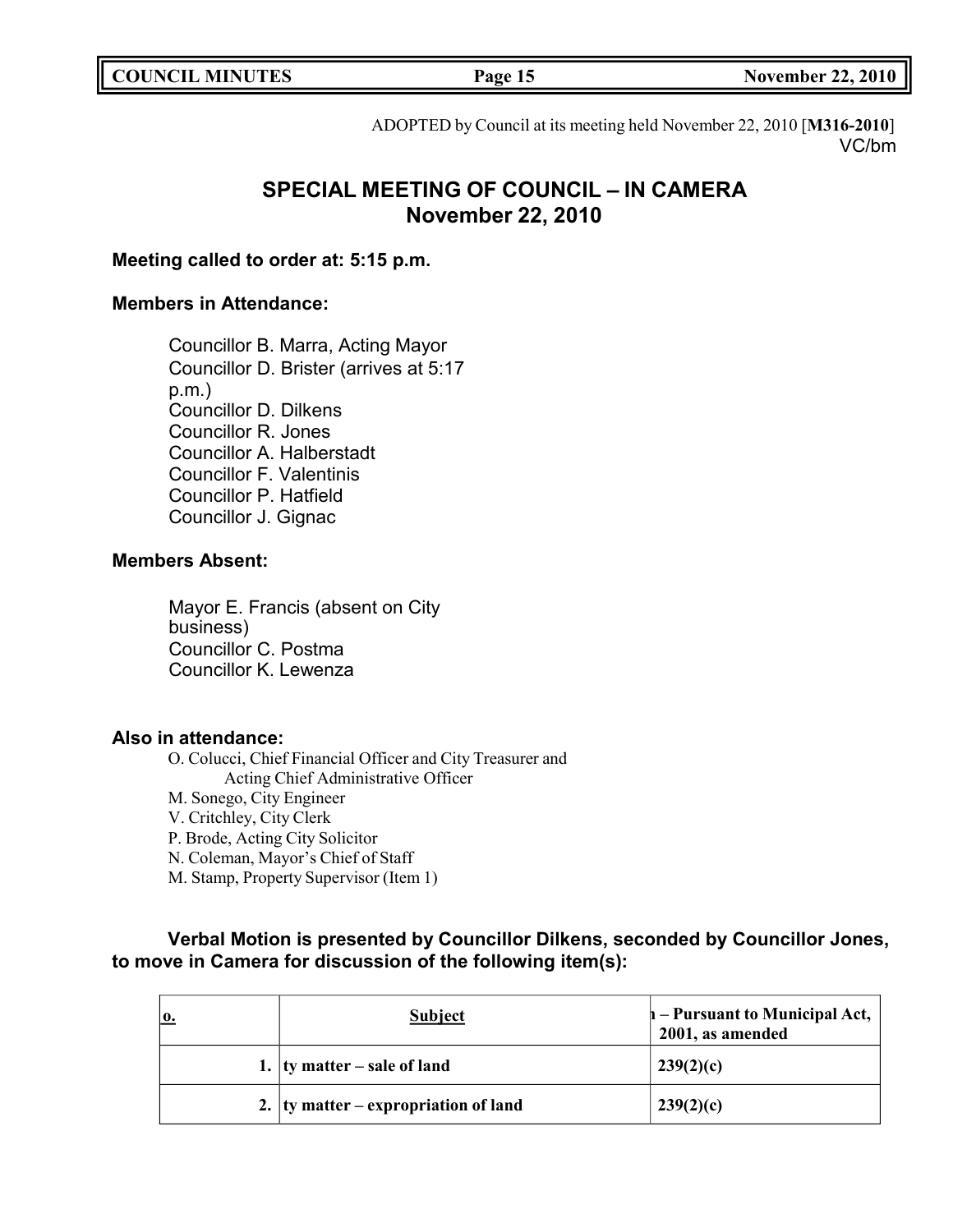ADOPTED by Council at its meeting held November 22, 2010 [**M316-2010**]
VC/bm

# SPECIAL MEETING OF COUNCIL – IN CAMERA
## November 22, 2010

**Meeting called to order at: 5:15 p.m.**

**Members in Attendance:**

Councillor B. Marra, Acting Mayor
Councillor D. Brister (arrives at 5:17 p.m.)
Councillor D. Dilkens
Councillor R. Jones
Councillor A. Halberstadt
Councillor F. Valentinis
Councillor P. Hatfield
Councillor J. Gignac

**Members Absent:**

Mayor E. Francis (absent on City business)
Councillor C. Postma
Councillor K. Lewenza

**Also in attendance:**

O. Colucci, Chief Financial Officer and City Treasurer and Acting Chief Administrative Officer
M. Sonego, City Engineer
V. Critchley, City Clerk
P. Brode, Acting City Solicitor
N. Coleman, Mayor's Chief of Staff
M. Stamp, Property Supervisor (Item 1)

**Verbal Motion is presented by Councillor Dilkens, seconded by Councillor Jones, to move in Camera for discussion of the following item(s):**

| o. | Subject | ı – Pursuant to Municipal Act, 2001, as amended |
|---|---|---|
| 1. | ty matter – sale of land | 239(2)(c) |
| 2. | ty matter – expropriation of land | 239(2)(c) |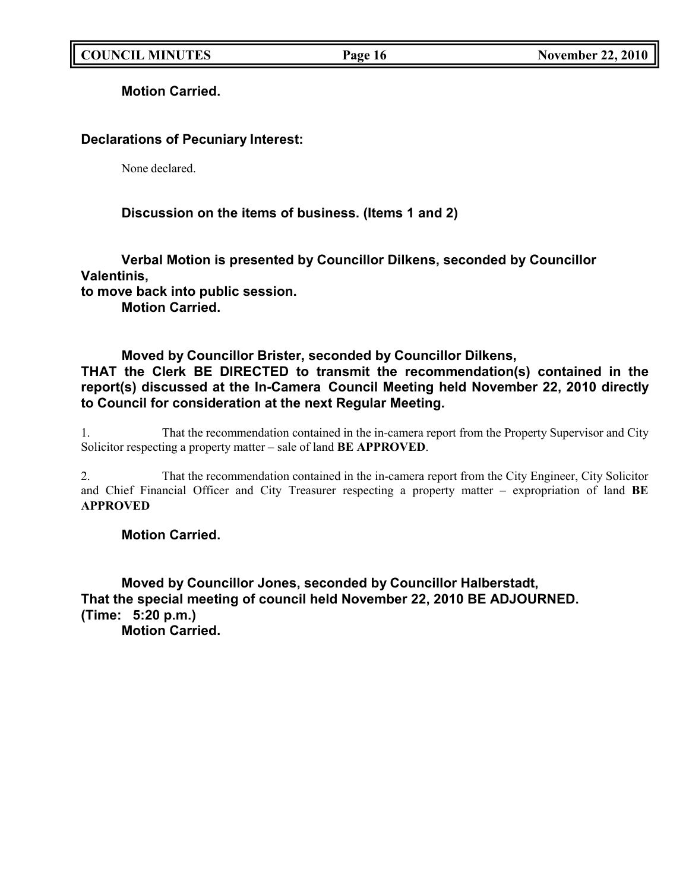**Motion Carried.**

**Declarations of Pecuniary Interest:**

None declared.

**Discussion on the items of business. (Items 1 and 2)**

**Verbal Motion is presented by Councillor Dilkens, seconded by Councillor Valentinis,
to move back into public session.**
**Motion Carried.**

**Moved by Councillor Brister, seconded by Councillor Dilkens,**
**THAT the Clerk BE DIRECTED to transmit the recommendation(s) contained in the report(s) discussed at the In-Camera Council Meeting held November 22, 2010 directly to Council for consideration at the next Regular Meeting.**

1. That the recommendation contained in the in-camera report from the Property Supervisor and City Solicitor respecting a property matter – sale of land **BE APPROVED**.

2. That the recommendation contained in the in-camera report from the City Engineer, City Solicitor and Chief Financial Officer and City Treasurer respecting a property matter – expropriation of land **BE APPROVED**

**Motion Carried.**

**Moved by Councillor Jones, seconded by Councillor Halberstadt,**
**That the special meeting of council held November 22, 2010 BE ADJOURNED.**
**(Time: 5:20 p.m.)**
**Motion Carried.**